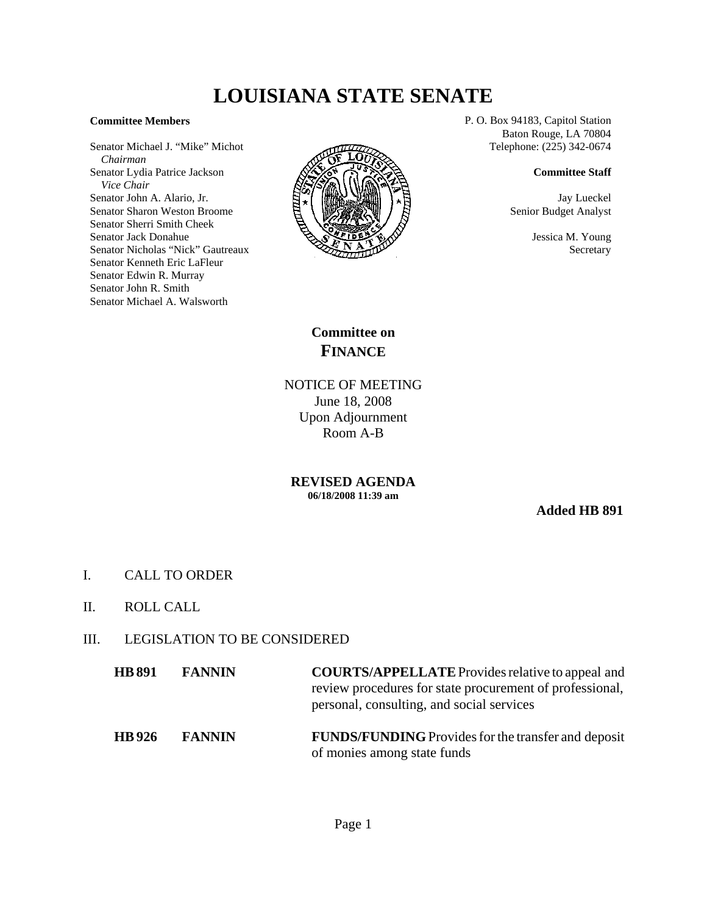# LOUISIANA STATE SENATE

**Committee Members**

Senator Michael J. "Mike" Michot
*Chairman*
Senator Lydia Patrice Jackson
*Vice Chair*
Senator John A. Alario, Jr.
Senator Sharon Weston Broome
Senator Sherri Smith Cheek
Senator Jack Donahue
Senator Nicholas "Nick" Gautreaux
Senator Kenneth Eric LaFleur
Senator Edwin R. Murray
Senator John R. Smith
Senator Michael A. Walsworth

P. O. Box 94183, Capitol Station
Baton Rouge, LA 70804
Telephone: (225) 342-0674

**Committee Staff**

Jay Lueckel
Senior Budget Analyst

Jessica M. Young
Secretary

## Committee on FINANCE

NOTICE OF MEETING
June 18, 2008
Upon Adjournment
Room A-B

**REVISED AGENDA**
**06/18/2008 11:39 am**

**Added HB 891**

I. CALL TO ORDER

II. ROLL CALL

III. LEGISLATION TO BE CONSIDERED

| | | |
|---|---|---|
| **HB 891** | **FANNIN** | **COURTS/APPELLATE** Provides relative to appeal and review procedures for state procurement of professional, personal, consulting, and social services |
| **HB 926** | **FANNIN** | **FUNDS/FUNDING** Provides for the transfer and deposit of monies among state funds |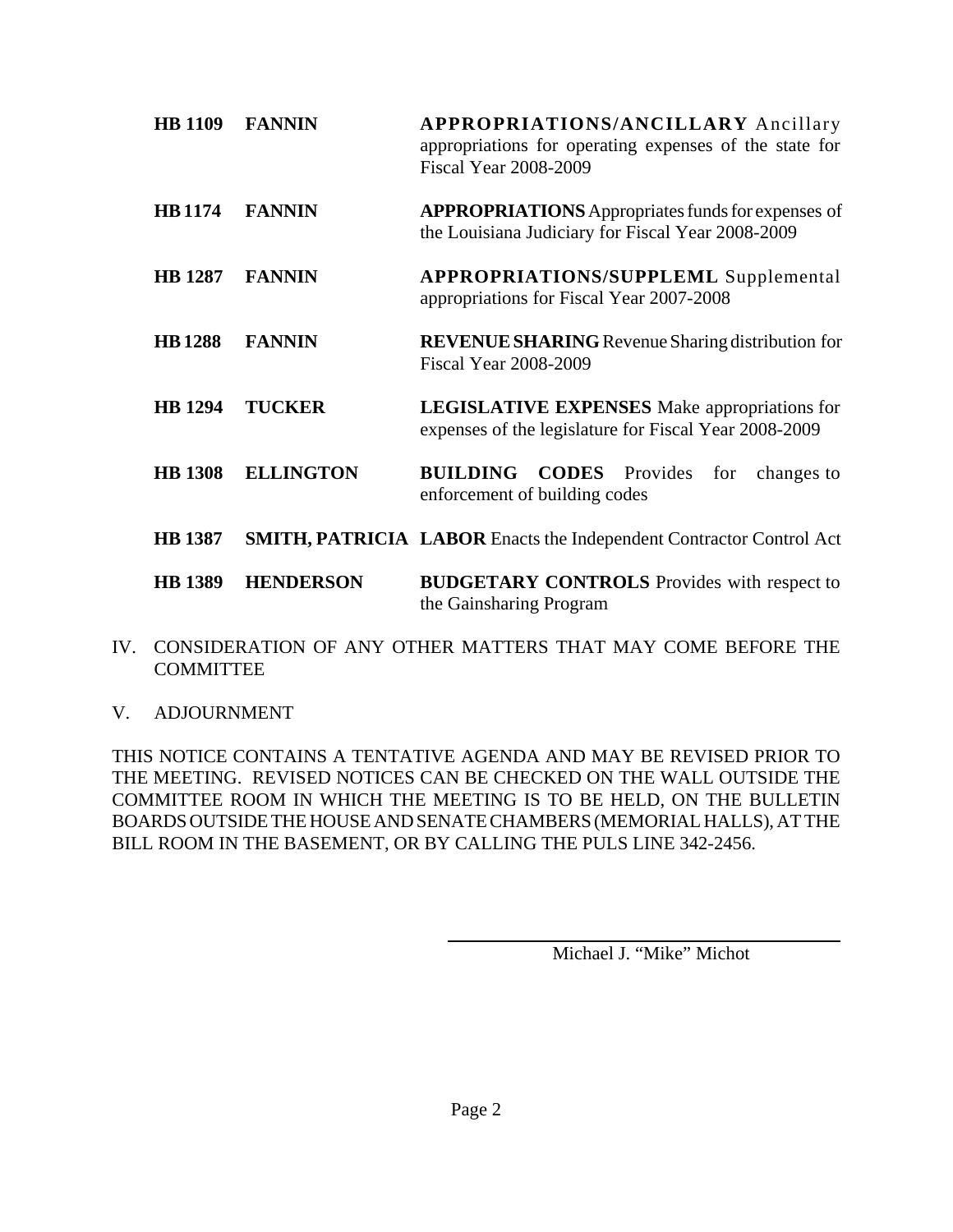| | | |
|---|---|---|
| **HB 1109** | **FANNIN** | **APPROPRIATIONS/ANCILLARY** Ancillary appropriations for operating expenses of the state for Fiscal Year 2008-2009 |
| **HB 1174** | **FANNIN** | **APPROPRIATIONS** Appropriates funds for expenses of the Louisiana Judiciary for Fiscal Year 2008-2009 |
| **HB 1287** | **FANNIN** | **APPROPRIATIONS/SUPPLEML** Supplemental appropriations for Fiscal Year 2007-2008 |
| **HB 1288** | **FANNIN** | **REVENUE SHARING** Revenue Sharing distribution for Fiscal Year 2008-2009 |
| **HB 1294** | **TUCKER** | **LEGISLATIVE EXPENSES** Make appropriations for expenses of the legislature for Fiscal Year 2008-2009 |
| **HB 1308** | **ELLINGTON** | **BUILDING CODES** Provides for changes to enforcement of building codes |
| **HB 1387** | **SMITH, PATRICIA** | **LABOR** Enacts the Independent Contractor Control Act |
| **HB 1389** | **HENDERSON** | **BUDGETARY CONTROLS** Provides with respect to the Gainsharing Program |

IV. CONSIDERATION OF ANY OTHER MATTERS THAT MAY COME BEFORE THE COMMITTEE

V. ADJOURNMENT

THIS NOTICE CONTAINS A TENTATIVE AGENDA AND MAY BE REVISED PRIOR TO THE MEETING. REVISED NOTICES CAN BE CHECKED ON THE WALL OUTSIDE THE COMMITTEE ROOM IN WHICH THE MEETING IS TO BE HELD, ON THE BULLETIN BOARDS OUTSIDE THE HOUSE AND SENATE CHAMBERS (MEMORIAL HALLS), AT THE BILL ROOM IN THE BASEMENT, OR BY CALLING THE PULS LINE 342-2456.

Michael J. "Mike" Michot